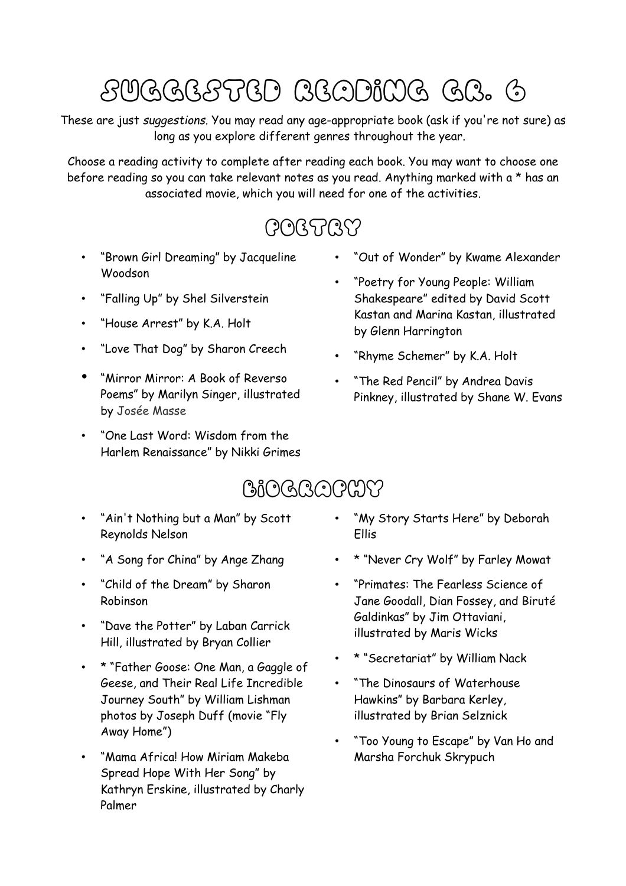# Suggested Reading Gr. 6

These are just *suggestions*. You may read any age-appropriate book (ask if you're not sure) as long as you explore different genres throughout the year.

Choose a reading activity to complete after reading each book. You may want to choose one before reading so you can take relevant notes as you read. Anything marked with a * has an associated movie, which you will need for one of the activities.

## Poetry

- "Brown Girl Dreaming" by Jacqueline Woodson
- "Falling Up" by Shel Silverstein
- "House Arrest" by K.A. Holt
- "Love That Dog" by Sharon Creech
- "Mirror Mirror: A Book of Reverso Poems" by Marilyn Singer, illustrated by Josée Masse
- "One Last Word: Wisdom from the Harlem Renaissance" by Nikki Grimes
- "Out of Wonder" by Kwame Alexander
- "Poetry for Young People: William Shakespeare" edited by David Scott Kastan and Marina Kastan, illustrated by Glenn Harrington
- "Rhyme Schemer" by K.A. Holt
- "The Red Pencil" by Andrea Davis Pinkney, illustrated by Shane W. Evans

## Biography

- "Ain't Nothing but a Man" by Scott Reynolds Nelson
- "A Song for China" by Ange Zhang
- "Child of the Dream" by Sharon Robinson
- "Dave the Potter" by Laban Carrick Hill, illustrated by Bryan Collier
- * "Father Goose: One Man, a Gaggle of Geese, and Their Real Life Incredible Journey South" by William Lishman photos by Joseph Duff (movie "Fly Away Home")
- "Mama Africa! How Miriam Makeba Spread Hope With Her Song" by Kathryn Erskine, illustrated by Charly Palmer
- "My Story Starts Here" by Deborah Ellis
- * "Never Cry Wolf" by Farley Mowat
- "Primates: The Fearless Science of Jane Goodall, Dian Fossey, and Biruté Galdinkas" by Jim Ottaviani, illustrated by Maris Wicks
- * "Secretariat" by William Nack
- "The Dinosaurs of Waterhouse Hawkins" by Barbara Kerley, illustrated by Brian Selznick
- "Too Young to Escape" by Van Ho and Marsha Forchuk Skrypuch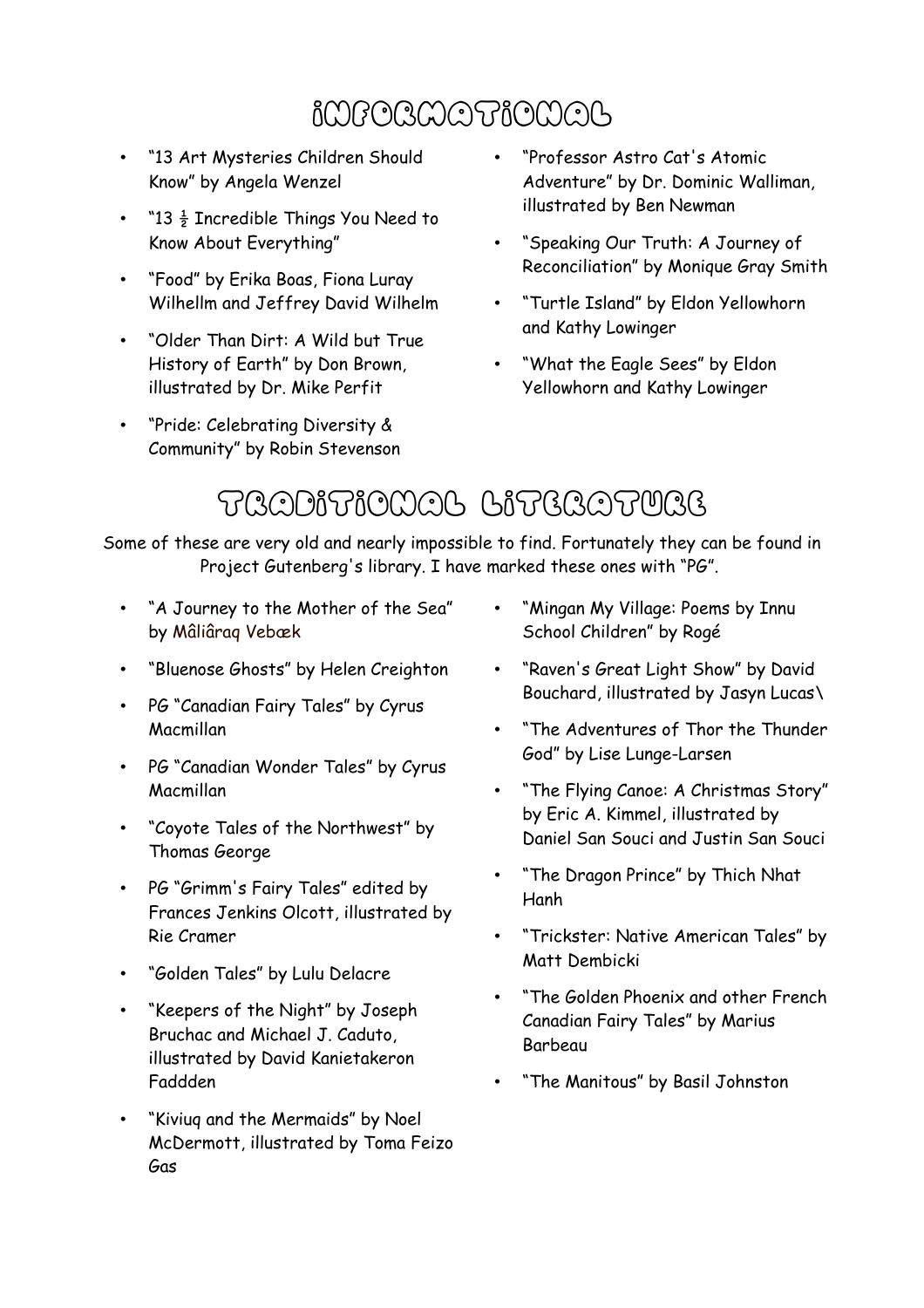# Informational

- "13 Art Mysteries Children Should Know" by Angela Wenzel
- "13 ½ Incredible Things You Need to Know About Everything"
- "Food" by Erika Boas, Fiona Luray Wilhellm and Jeffrey David Wilhelm
- "Older Than Dirt: A Wild but True History of Earth" by Don Brown, illustrated by Dr. Mike Perfit
- "Pride: Celebrating Diversity & Community" by Robin Stevenson
- "Professor Astro Cat's Atomic Adventure" by Dr. Dominic Walliman, illustrated by Ben Newman
- "Speaking Our Truth: A Journey of Reconciliation" by Monique Gray Smith
- "Turtle Island" by Eldon Yellowhorn and Kathy Lowinger
- "What the Eagle Sees" by Eldon Yellowhorn and Kathy Lowinger

# Traditional Literature

Some of these are very old and nearly impossible to find. Fortunately they can be found in Project Gutenberg's library. I have marked these ones with "PG".

- "A Journey to the Mother of the Sea" by Mâliâraq Vebæk
- "Bluenose Ghosts" by Helen Creighton
- PG "Canadian Fairy Tales" by Cyrus Macmillan
- PG "Canadian Wonder Tales" by Cyrus Macmillan
- "Coyote Tales of the Northwest" by Thomas George
- PG "Grimm's Fairy Tales" edited by Frances Jenkins Olcott, illustrated by Rie Cramer
- "Golden Tales" by Lulu Delacre
- "Keepers of the Night" by Joseph Bruchac and Michael J. Caduto, illustrated by David Kanietakeron Faddden
- "Kiviuq and the Mermaids" by Noel McDermott, illustrated by Toma Feizo Gas
- "Mingan My Village: Poems by Innu School Children" by Rogé
- "Raven's Great Light Show" by David Bouchard, illustrated by Jasyn Lucas\
- "The Adventures of Thor the Thunder God" by Lise Lunge-Larsen
- "The Flying Canoe: A Christmas Story" by Eric A. Kimmel, illustrated by Daniel San Souci and Justin San Souci
- "The Dragon Prince" by Thich Nhat Hanh
- "Trickster: Native American Tales" by Matt Dembicki
- "The Golden Phoenix and other French Canadian Fairy Tales" by Marius Barbeau
- "The Manitous" by Basil Johnston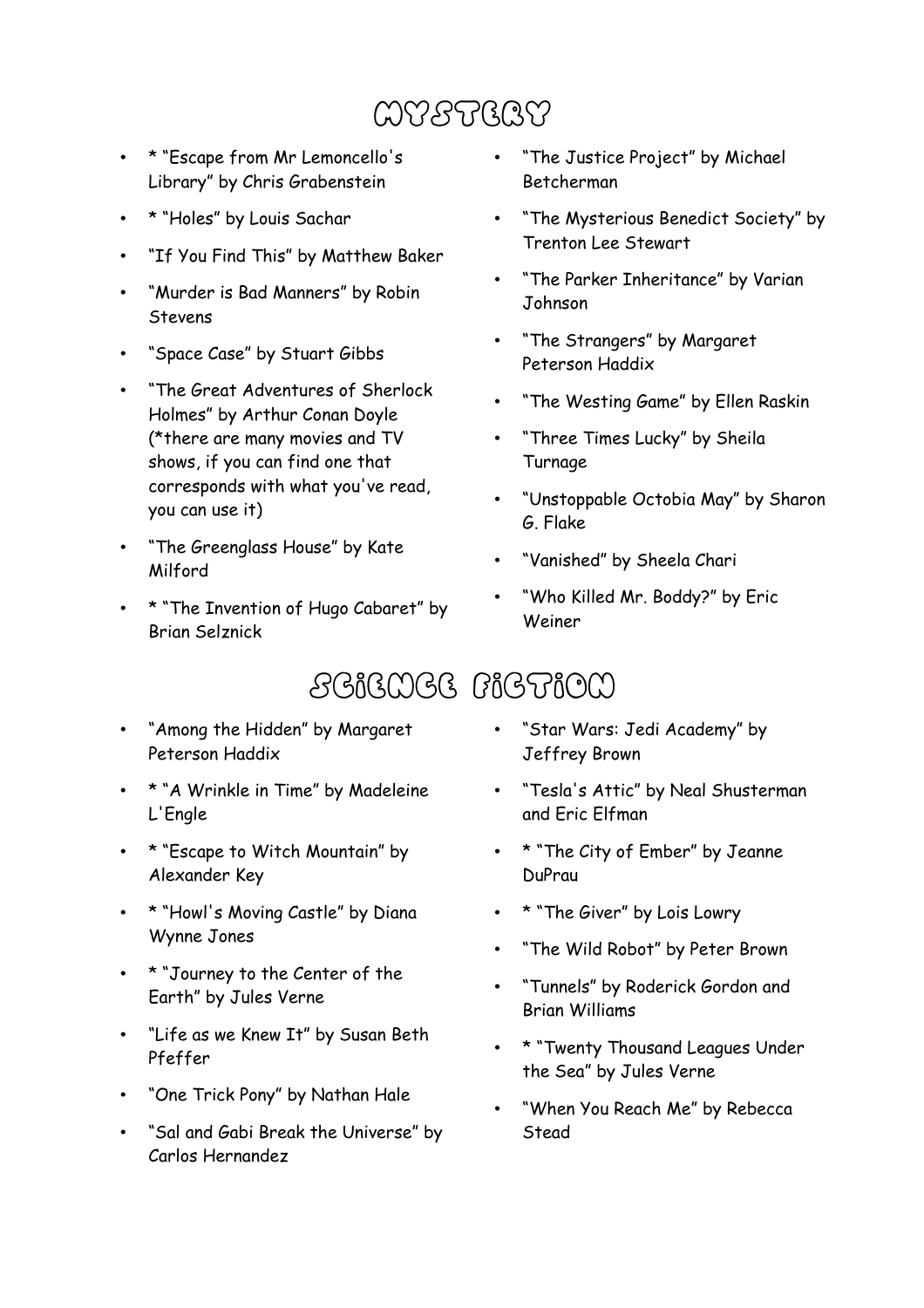# MYSTERY

- * “Escape from Mr Lemoncello's Library” by Chris Grabenstein
- * “Holes” by Louis Sachar
- “If You Find This” by Matthew Baker
- “Murder is Bad Manners” by Robin Stevens
- “Space Case” by Stuart Gibbs
- “The Great Adventures of Sherlock Holmes” by Arthur Conan Doyle (*there are many movies and TV shows, if you can find one that corresponds with what you've read, you can use it)
- “The Greenglass House” by Kate Milford
- * “The Invention of Hugo Cabaret” by Brian Selznick
- “The Justice Project” by Michael Betcherman
- “The Mysterious Benedict Society” by Trenton Lee Stewart
- “The Parker Inheritance” by Varian Johnson
- “The Strangers” by Margaret Peterson Haddix
- “The Westing Game” by Ellen Raskin
- “Three Times Lucky” by Sheila Turnage
- “Unstoppable Octobia May” by Sharon G. Flake
- “Vanished” by Sheela Chari
- “Who Killed Mr. Boddy?” by Eric Weiner

# SCIENCE FICTION

- “Among the Hidden” by Margaret Peterson Haddix
- * “A Wrinkle in Time” by Madeleine L'Engle
- * “Escape to Witch Mountain” by Alexander Key
- * “Howl's Moving Castle” by Diana Wynne Jones
- * “Journey to the Center of the Earth” by Jules Verne
- “Life as we Knew It” by Susan Beth Pfeffer
- “One Trick Pony” by Nathan Hale
- “Sal and Gabi Break the Universe” by Carlos Hernandez
- “Star Wars: Jedi Academy” by Jeffrey Brown
- “Tesla's Attic” by Neal Shusterman and Eric Elfman
- * “The City of Ember” by Jeanne DuPrau
- * “The Giver” by Lois Lowry
- “The Wild Robot” by Peter Brown
- “Tunnels” by Roderick Gordon and Brian Williams
- * “Twenty Thousand Leagues Under the Sea” by Jules Verne
- “When You Reach Me” by Rebecca Stead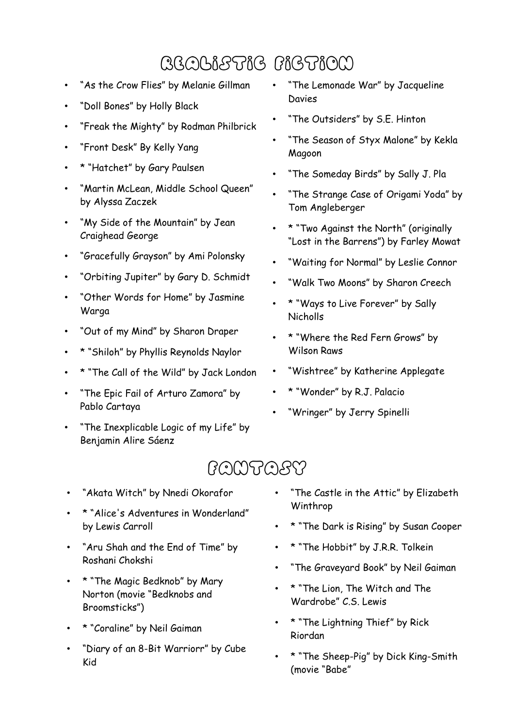# REALISTIC FICTION

- "As the Crow Flies" by Melanie Gillman
- "Doll Bones" by Holly Black
- "Freak the Mighty" by Rodman Philbrick
- "Front Desk" By Kelly Yang
- * "Hatchet" by Gary Paulsen
- "Martin McLean, Middle School Queen" by Alyssa Zaczek
- "My Side of the Mountain" by Jean Craighead George
- "Gracefully Grayson" by Ami Polonsky
- "Orbiting Jupiter" by Gary D. Schmidt
- "Other Words for Home" by Jasmine Warga
- "Out of my Mind" by Sharon Draper
- * "Shiloh" by Phyllis Reynolds Naylor
- * "The Call of the Wild" by Jack London
- "The Epic Fail of Arturo Zamora" by Pablo Cartaya
- "The Inexplicable Logic of my Life" by Benjamin Alire Sáenz
- "The Lemonade War" by Jacqueline Davies
- "The Outsiders" by S.E. Hinton
- "The Season of Styx Malone" by Kekla Magoon
- "The Someday Birds" by Sally J. Pla
- "The Strange Case of Origami Yoda" by Tom Angleberger
- * "Two Against the North" (originally "Lost in the Barrens") by Farley Mowat
- "Waiting for Normal" by Leslie Connor
- "Walk Two Moons" by Sharon Creech
- * "Ways to Live Forever" by Sally Nicholls
- * "Where the Red Fern Grows" by Wilson Raws
- "Wishtree" by Katherine Applegate
- * "Wonder" by R.J. Palacio
- "Wringer" by Jerry Spinelli

# FANTASY

- "Akata Witch" by Nnedi Okorafor
- * "Alice's Adventures in Wonderland" by Lewis Carroll
- "Aru Shah and the End of Time" by Roshani Chokshi
- * "The Magic Bedknob" by Mary Norton (movie "Bedknobs and Broomsticks")
- * "Coraline" by Neil Gaiman
- "Diary of an 8-Bit Warriorr" by Cube Kid
- "The Castle in the Attic" by Elizabeth Winthrop
- * "The Dark is Rising" by Susan Cooper
- * "The Hobbit" by J.R.R. Tolkein
- "The Graveyard Book" by Neil Gaiman
- * "The Lion, The Witch and The Wardrobe" C.S. Lewis
- * "The Lightning Thief" by Rick Riordan
- * "The Sheep-Pig" by Dick King-Smith (movie "Babe"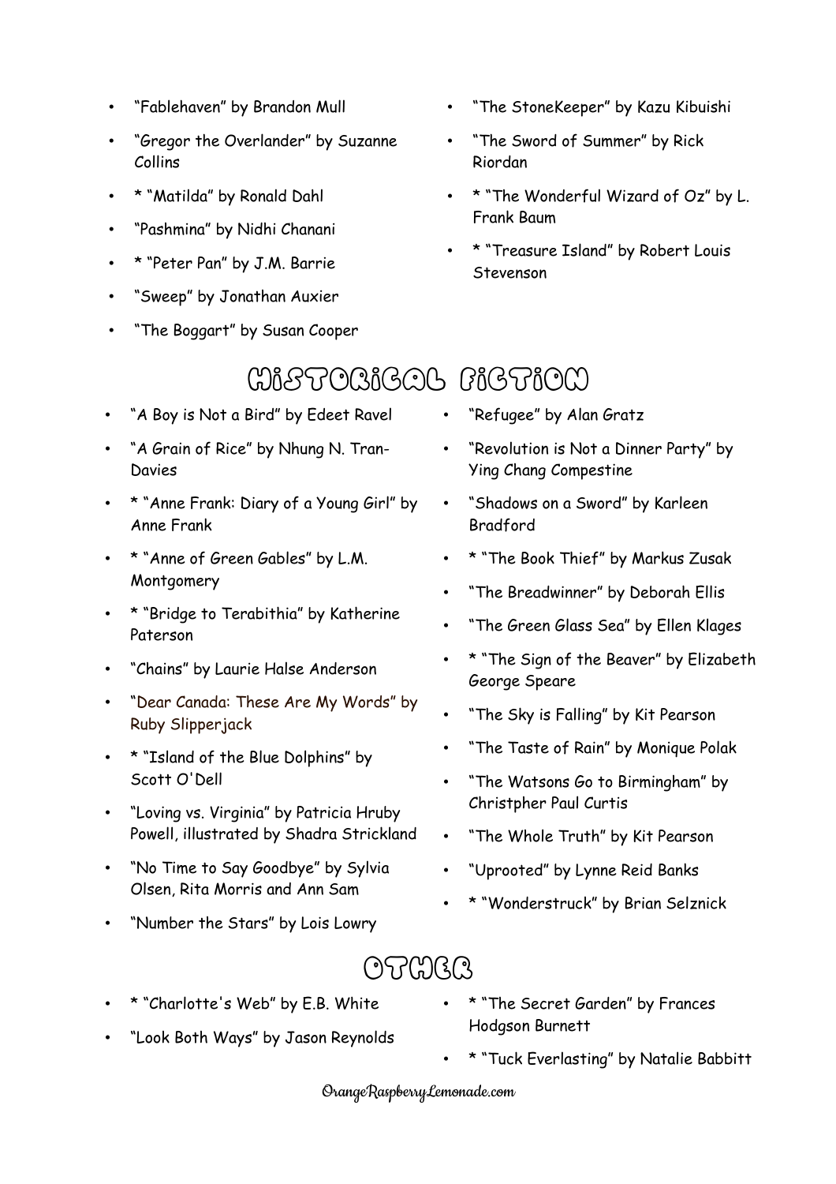- "Fablehaven" by Brandon Mull
- "Gregor the Overlander" by Suzanne Collins
- * "Matilda" by Ronald Dahl
- "Pashmina" by Nidhi Chanani
- * "Peter Pan" by J.M. Barrie
- "Sweep" by Jonathan Auxier
- "The Boggart" by Susan Cooper
- "The StoneKeeper" by Kazu Kibuishi
- "The Sword of Summer" by Rick Riordan
- * "The Wonderful Wizard of Oz" by L. Frank Baum
- * "Treasure Island" by Robert Louis Stevenson

## Historical Fiction

- "A Boy is Not a Bird" by Edeet Ravel
- "A Grain of Rice" by Nhung N. Tran-Davies
- * "Anne Frank: Diary of a Young Girl" by Anne Frank
- * "Anne of Green Gables" by L.M. Montgomery
- * "Bridge to Terabithia" by Katherine Paterson
- "Chains" by Laurie Halse Anderson
- "Dear Canada: These Are My Words" by Ruby Slipperjack
- * "Island of the Blue Dolphins" by Scott O'Dell
- "Loving vs. Virginia" by Patricia Hruby Powell, illustrated by Shadra Strickland
- "No Time to Say Goodbye" by Sylvia Olsen, Rita Morris and Ann Sam
- "Number the Stars" by Lois Lowry
- "Refugee" by Alan Gratz
- "Revolution is Not a Dinner Party" by Ying Chang Compestine
- "Shadows on a Sword" by Karleen Bradford
- * "The Book Thief" by Markus Zusak
- "The Breadwinner" by Deborah Ellis
- "The Green Glass Sea" by Ellen Klages
- * "The Sign of the Beaver" by Elizabeth George Speare
- "The Sky is Falling" by Kit Pearson
- "The Taste of Rain" by Monique Polak
- "The Watsons Go to Birmingham" by Christpher Paul Curtis
- "The Whole Truth" by Kit Pearson
- "Uprooted" by Lynne Reid Banks
- * "Wonderstruck" by Brian Selznick

## Other

- * "Charlotte's Web" by E.B. White
- "Look Both Ways" by Jason Reynolds
- * "The Secret Garden" by Frances Hodgson Burnett
- * "Tuck Everlasting" by Natalie Babbitt

OrangeRaspberryLemonade.com